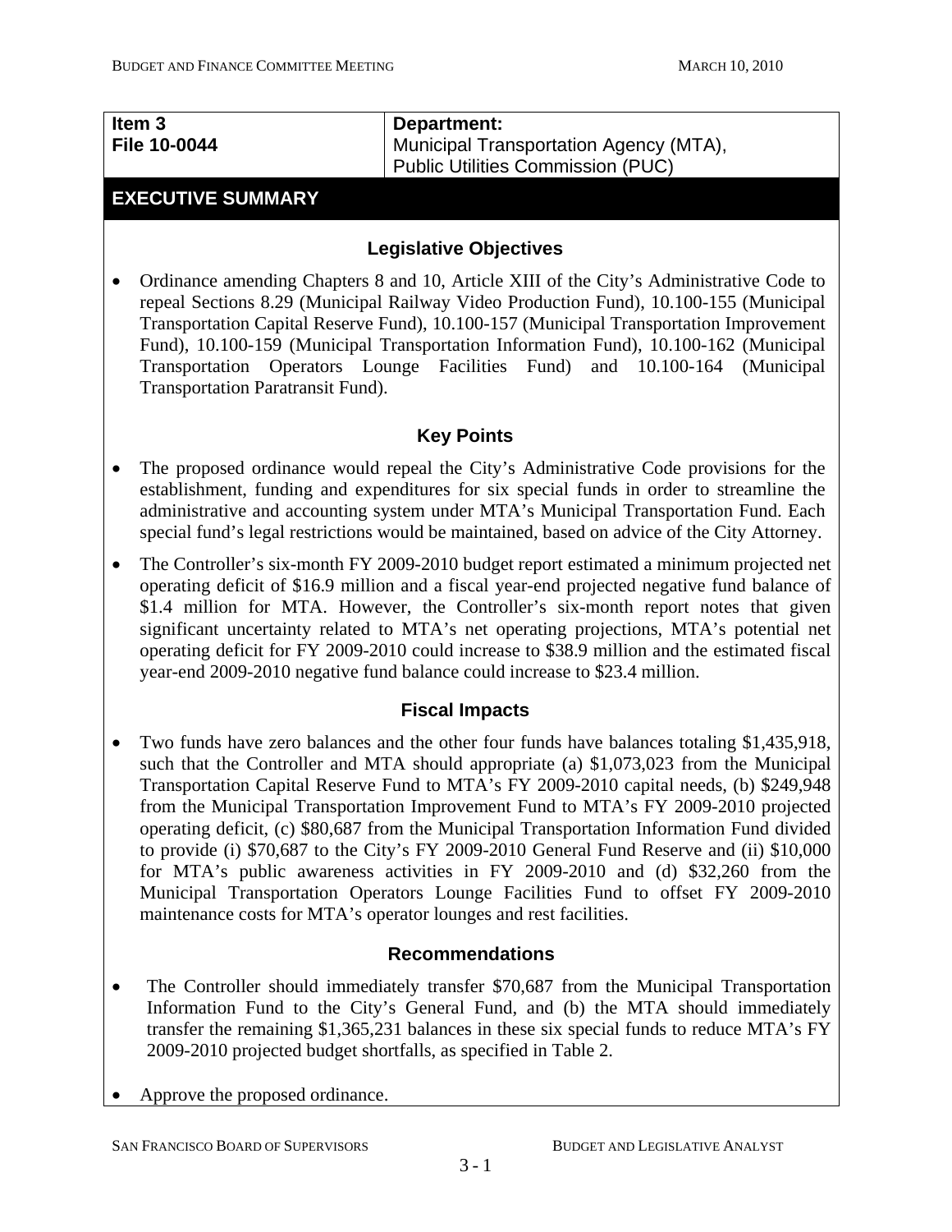| Item 3<br>File 10-0044 | Department:<br>Municipal Transportation Agency (MTA),<br>Public Utilities Commission (PUC) |
|---|---|

## EXECUTIVE SUMMARY

### Legislative Objectives

- Ordinance amending Chapters 8 and 10, Article XIII of the City's Administrative Code to repeal Sections 8.29 (Municipal Railway Video Production Fund), 10.100-155 (Municipal Transportation Capital Reserve Fund), 10.100-157 (Municipal Transportation Improvement Fund), 10.100-159 (Municipal Transportation Information Fund), 10.100-162 (Municipal Transportation Operators Lounge Facilities Fund) and 10.100-164 (Municipal Transportation Paratransit Fund).

### Key Points

- The proposed ordinance would repeal the City's Administrative Code provisions for the establishment, funding and expenditures for six special funds in order to streamline the administrative and accounting system under MTA's Municipal Transportation Fund. Each special fund's legal restrictions would be maintained, based on advice of the City Attorney.
- The Controller's six-month FY 2009-2010 budget report estimated a minimum projected net operating deficit of $16.9 million and a fiscal year-end projected negative fund balance of $1.4 million for MTA. However, the Controller's six-month report notes that given significant uncertainty related to MTA's net operating projections, MTA's potential net operating deficit for FY 2009-2010 could increase to $38.9 million and the estimated fiscal year-end 2009-2010 negative fund balance could increase to $23.4 million.

### Fiscal Impacts

- Two funds have zero balances and the other four funds have balances totaling $1,435,918, such that the Controller and MTA should appropriate (a) $1,073,023 from the Municipal Transportation Capital Reserve Fund to MTA's FY 2009-2010 capital needs, (b) $249,948 from the Municipal Transportation Improvement Fund to MTA's FY 2009-2010 projected operating deficit, (c) $80,687 from the Municipal Transportation Information Fund divided to provide (i) $70,687 to the City's FY 2009-2010 General Fund Reserve and (ii) $10,000 for MTA's public awareness activities in FY 2009-2010 and (d) $32,260 from the Municipal Transportation Operators Lounge Facilities Fund to offset FY 2009-2010 maintenance costs for MTA's operator lounges and rest facilities.

### Recommendations

- The Controller should immediately transfer $70,687 from the Municipal Transportation Information Fund to the City's General Fund, and (b) the MTA should immediately transfer the remaining $1,365,231 balances in these six special funds to reduce MTA's FY 2009-2010 projected budget shortfalls, as specified in Table 2.
- Approve the proposed ordinance.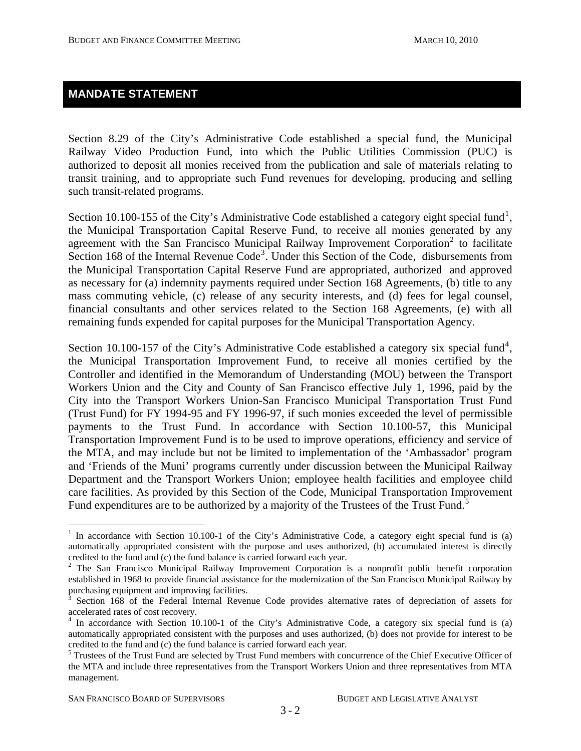## MANDATE STATEMENT

Section 8.29 of the City's Administrative Code established a special fund, the Municipal Railway Video Production Fund, into which the Public Utilities Commission (PUC) is authorized to deposit all monies received from the publication and sale of materials relating to transit training, and to appropriate such Fund revenues for developing, producing and selling such transit-related programs.

Section 10.100-155 of the City's Administrative Code established a category eight special fund[1], the Municipal Transportation Capital Reserve Fund, to receive all monies generated by any agreement with the San Francisco Municipal Railway Improvement Corporation[2] to facilitate Section 168 of the Internal Revenue Code[3]. Under this Section of the Code, disbursements from the Municipal Transportation Capital Reserve Fund are appropriated, authorized and approved as necessary for (a) indemnity payments required under Section 168 Agreements, (b) title to any mass commuting vehicle, (c) release of any security interests, and (d) fees for legal counsel, financial consultants and other services related to the Section 168 Agreements, (e) with all remaining funds expended for capital purposes for the Municipal Transportation Agency.

Section 10.100-157 of the City's Administrative Code established a category six special fund[4], the Municipal Transportation Improvement Fund, to receive all monies certified by the Controller and identified in the Memorandum of Understanding (MOU) between the Transport Workers Union and the City and County of San Francisco effective July 1, 1996, paid by the City into the Transport Workers Union-San Francisco Municipal Transportation Trust Fund (Trust Fund) for FY 1994-95 and FY 1996-97, if such monies exceeded the level of permissible payments to the Trust Fund. In accordance with Section 10.100-57, this Municipal Transportation Improvement Fund is to be used to improve operations, efficiency and service of the MTA, and may include but not be limited to implementation of the 'Ambassador' program and 'Friends of the Muni' programs currently under discussion between the Municipal Railway Department and the Transport Workers Union; employee health facilities and employee child care facilities. As provided by this Section of the Code, Municipal Transportation Improvement Fund expenditures are to be authorized by a majority of the Trustees of the Trust Fund.[5]

---

[1] In accordance with Section 10.100-1 of the City's Administrative Code, a category eight special fund is (a) automatically appropriated consistent with the purpose and uses authorized, (b) accumulated interest is directly credited to the fund and (c) the fund balance is carried forward each year.

[2] The San Francisco Municipal Railway Improvement Corporation is a nonprofit public benefit corporation established in 1968 to provide financial assistance for the modernization of the San Francisco Municipal Railway by purchasing equipment and improving facilities.

[3] Section 168 of the Federal Internal Revenue Code provides alternative rates of depreciation of assets for accelerated rates of cost recovery.

[4] In accordance with Section 10.100-1 of the City's Administrative Code, a category six special fund is (a) automatically appropriated consistent with the purposes and uses authorized, (b) does not provide for interest to be credited to the fund and (c) the fund balance is carried forward each year.

[5] Trustees of the Trust Fund are selected by Trust Fund members with concurrence of the Chief Executive Officer of the MTA and include three representatives from the Transport Workers Union and three representatives from MTA management.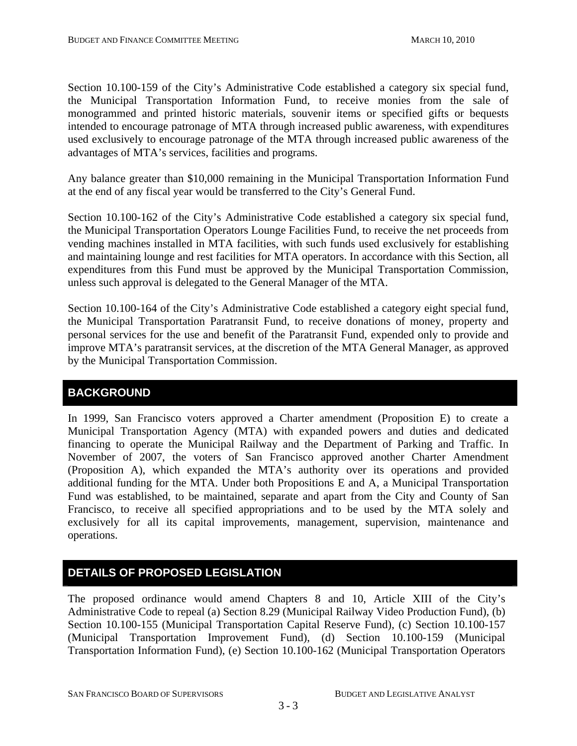Section 10.100-159 of the City's Administrative Code established a category six special fund, the Municipal Transportation Information Fund, to receive monies from the sale of monogrammed and printed historic materials, souvenir items or specified gifts or bequests intended to encourage patronage of MTA through increased public awareness, with expenditures used exclusively to encourage patronage of the MTA through increased public awareness of the advantages of MTA's services, facilities and programs.

Any balance greater than $10,000 remaining in the Municipal Transportation Information Fund at the end of any fiscal year would be transferred to the City's General Fund.

Section 10.100-162 of the City's Administrative Code established a category six special fund, the Municipal Transportation Operators Lounge Facilities Fund, to receive the net proceeds from vending machines installed in MTA facilities, with such funds used exclusively for establishing and maintaining lounge and rest facilities for MTA operators. In accordance with this Section, all expenditures from this Fund must be approved by the Municipal Transportation Commission, unless such approval is delegated to the General Manager of the MTA.

Section 10.100-164 of the City's Administrative Code established a category eight special fund, the Municipal Transportation Paratransit Fund, to receive donations of money, property and personal services for the use and benefit of the Paratransit Fund, expended only to provide and improve MTA's paratransit services, at the discretion of the MTA General Manager, as approved by the Municipal Transportation Commission.

## BACKGROUND

In 1999, San Francisco voters approved a Charter amendment (Proposition E) to create a Municipal Transportation Agency (MTA) with expanded powers and duties and dedicated financing to operate the Municipal Railway and the Department of Parking and Traffic. In November of 2007, the voters of San Francisco approved another Charter Amendment (Proposition A), which expanded the MTA's authority over its operations and provided additional funding for the MTA. Under both Propositions E and A, a Municipal Transportation Fund was established, to be maintained, separate and apart from the City and County of San Francisco, to receive all specified appropriations and to be used by the MTA solely and exclusively for all its capital improvements, management, supervision, maintenance and operations.

## DETAILS OF PROPOSED LEGISLATION

The proposed ordinance would amend Chapters 8 and 10, Article XIII of the City's Administrative Code to repeal (a) Section 8.29 (Municipal Railway Video Production Fund), (b) Section 10.100-155 (Municipal Transportation Capital Reserve Fund), (c) Section 10.100-157 (Municipal Transportation Improvement Fund), (d) Section 10.100-159 (Municipal Transportation Information Fund), (e) Section 10.100-162 (Municipal Transportation Operators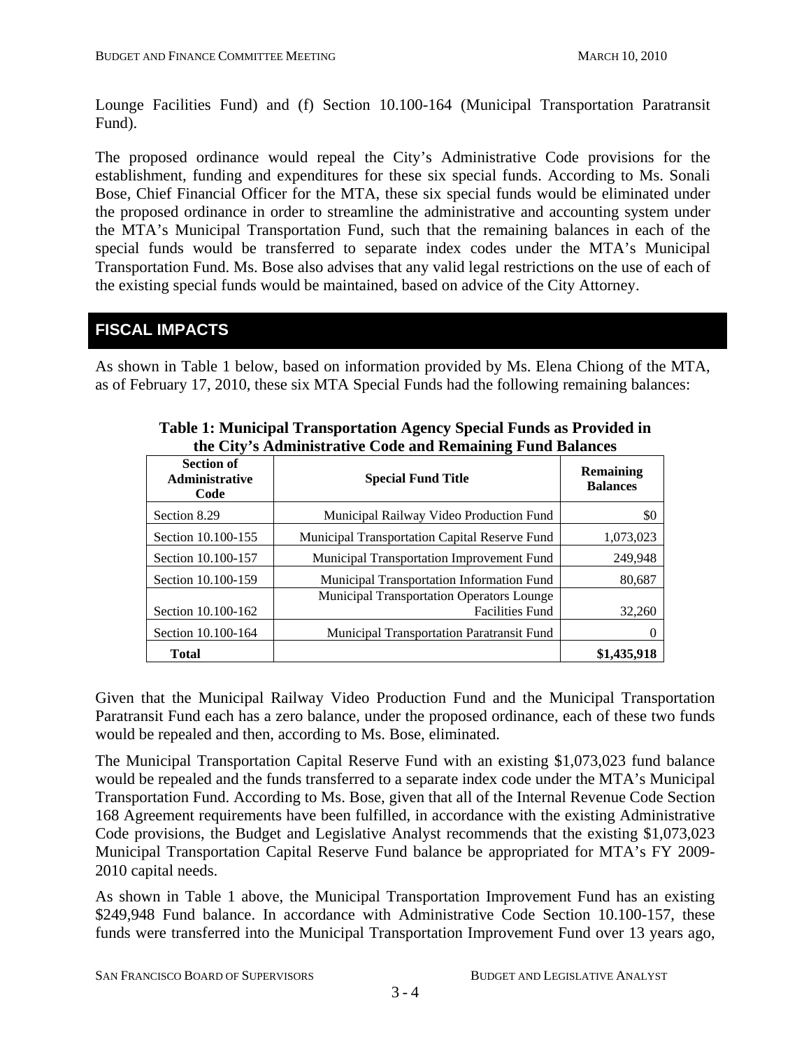Lounge Facilities Fund) and (f) Section 10.100-164 (Municipal Transportation Paratransit Fund).

The proposed ordinance would repeal the City's Administrative Code provisions for the establishment, funding and expenditures for these six special funds. According to Ms. Sonali Bose, Chief Financial Officer for the MTA, these six special funds would be eliminated under the proposed ordinance in order to streamline the administrative and accounting system under the MTA's Municipal Transportation Fund, such that the remaining balances in each of the special funds would be transferred to separate index codes under the MTA's Municipal Transportation Fund. Ms. Bose also advises that any valid legal restrictions on the use of each of the existing special funds would be maintained, based on advice of the City Attorney.

## FISCAL IMPACTS

As shown in Table 1 below, based on information provided by Ms. Elena Chiong of the MTA, as of February 17, 2010, these six MTA Special Funds had the following remaining balances:

**Table 1: Municipal Transportation Agency Special Funds as Provided in the City's Administrative Code and Remaining Fund Balances**

| Section of Administrative Code | Special Fund Title | Remaining Balances |
|---|---|---|
| Section 8.29 | Municipal Railway Video Production Fund | $0 |
| Section 10.100-155 | Municipal Transportation Capital Reserve Fund | 1,073,023 |
| Section 10.100-157 | Municipal Transportation Improvement Fund | 249,948 |
| Section 10.100-159 | Municipal Transportation Information Fund | 80,687 |
| Section 10.100-162 | Municipal Transportation Operators Lounge Facilities Fund | 32,260 |
| Section 10.100-164 | Municipal Transportation Paratransit Fund | 0 |
| **Total** | | **$1,435,918** |

Given that the Municipal Railway Video Production Fund and the Municipal Transportation Paratransit Fund each has a zero balance, under the proposed ordinance, each of these two funds would be repealed and then, according to Ms. Bose, eliminated.

The Municipal Transportation Capital Reserve Fund with an existing $1,073,023 fund balance would be repealed and the funds transferred to a separate index code under the MTA's Municipal Transportation Fund. According to Ms. Bose, given that all of the Internal Revenue Code Section 168 Agreement requirements have been fulfilled, in accordance with the existing Administrative Code provisions, the Budget and Legislative Analyst recommends that the existing $1,073,023 Municipal Transportation Capital Reserve Fund balance be appropriated for MTA's FY 2009-2010 capital needs.

As shown in Table 1 above, the Municipal Transportation Improvement Fund has an existing $249,948 Fund balance. In accordance with Administrative Code Section 10.100-157, these funds were transferred into the Municipal Transportation Improvement Fund over 13 years ago,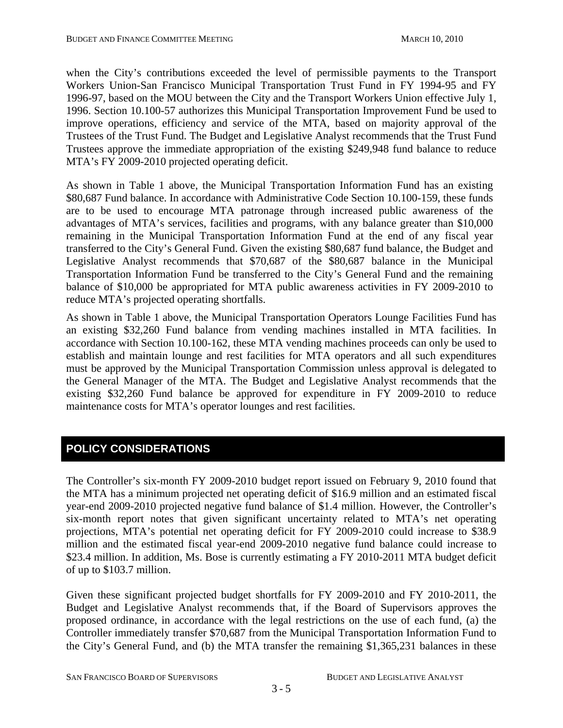when the City's contributions exceeded the level of permissible payments to the Transport Workers Union-San Francisco Municipal Transportation Trust Fund in FY 1994-95 and FY 1996-97, based on the MOU between the City and the Transport Workers Union effective July 1, 1996. Section 10.100-57 authorizes this Municipal Transportation Improvement Fund be used to improve operations, efficiency and service of the MTA, based on majority approval of the Trustees of the Trust Fund. The Budget and Legislative Analyst recommends that the Trust Fund Trustees approve the immediate appropriation of the existing $249,948 fund balance to reduce MTA's FY 2009-2010 projected operating deficit.

As shown in Table 1 above, the Municipal Transportation Information Fund has an existing $80,687 Fund balance. In accordance with Administrative Code Section 10.100-159, these funds are to be used to encourage MTA patronage through increased public awareness of the advantages of MTA's services, facilities and programs, with any balance greater than $10,000 remaining in the Municipal Transportation Information Fund at the end of any fiscal year transferred to the City's General Fund. Given the existing $80,687 fund balance, the Budget and Legislative Analyst recommends that $70,687 of the $80,687 balance in the Municipal Transportation Information Fund be transferred to the City's General Fund and the remaining balance of $10,000 be appropriated for MTA public awareness activities in FY 2009-2010 to reduce MTA's projected operating shortfalls.

As shown in Table 1 above, the Municipal Transportation Operators Lounge Facilities Fund has an existing $32,260 Fund balance from vending machines installed in MTA facilities. In accordance with Section 10.100-162, these MTA vending machines proceeds can only be used to establish and maintain lounge and rest facilities for MTA operators and all such expenditures must be approved by the Municipal Transportation Commission unless approval is delegated to the General Manager of the MTA. The Budget and Legislative Analyst recommends that the existing $32,260 Fund balance be approved for expenditure in FY 2009-2010 to reduce maintenance costs for MTA's operator lounges and rest facilities.

## POLICY CONSIDERATIONS

The Controller's six-month FY 2009-2010 budget report issued on February 9, 2010 found that the MTA has a minimum projected net operating deficit of $16.9 million and an estimated fiscal year-end 2009-2010 projected negative fund balance of $1.4 million. However, the Controller's six-month report notes that given significant uncertainty related to MTA's net operating projections, MTA's potential net operating deficit for FY 2009-2010 could increase to $38.9 million and the estimated fiscal year-end 2009-2010 negative fund balance could increase to $23.4 million. In addition, Ms. Bose is currently estimating a FY 2010-2011 MTA budget deficit of up to $103.7 million.

Given these significant projected budget shortfalls for FY 2009-2010 and FY 2010-2011, the Budget and Legislative Analyst recommends that, if the Board of Supervisors approves the proposed ordinance, in accordance with the legal restrictions on the use of each fund, (a) the Controller immediately transfer $70,687 from the Municipal Transportation Information Fund to the City's General Fund, and (b) the MTA transfer the remaining $1,365,231 balances in these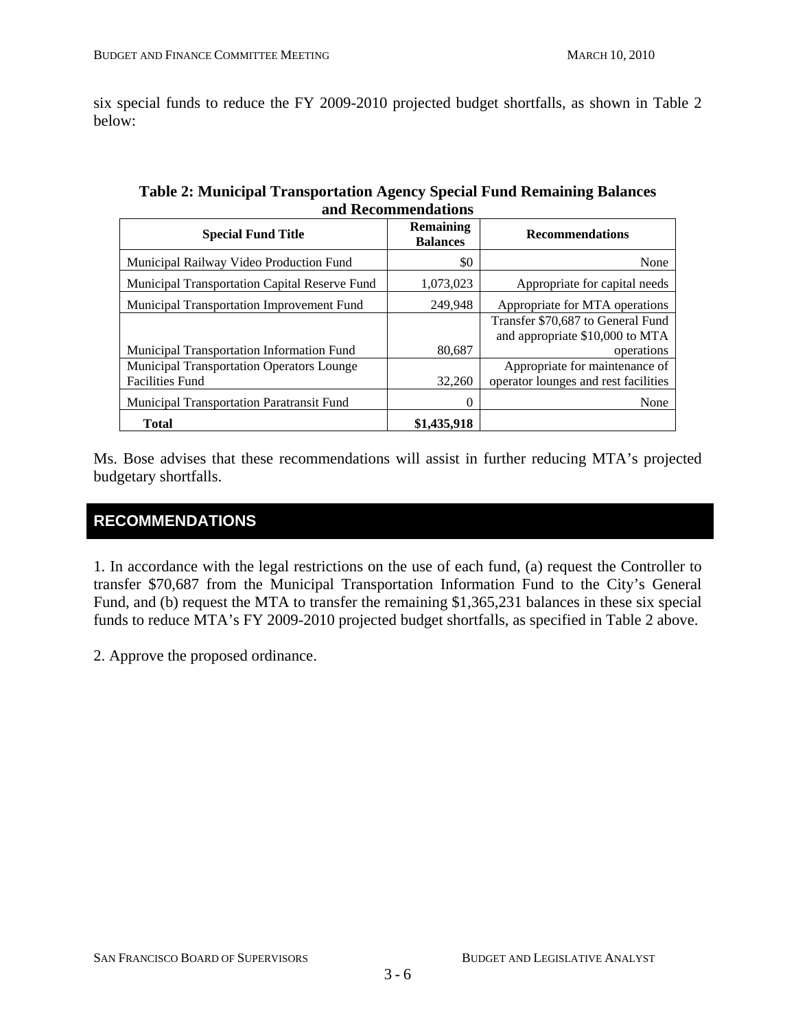six special funds to reduce the FY 2009-2010 projected budget shortfalls, as shown in Table 2 below:

**Table 2: Municipal Transportation Agency Special Fund Remaining Balances and Recommendations**

| Special Fund Title | Remaining Balances | Recommendations |
|---|---|---|
| Municipal Railway Video Production Fund | $0 | None |
| Municipal Transportation Capital Reserve Fund | 1,073,023 | Appropriate for capital needs |
| Municipal Transportation Improvement Fund | 249,948 | Appropriate for MTA operations |
| Municipal Transportation Information Fund | 80,687 | Transfer $70,687 to General Fund and appropriate $10,000 to MTA operations |
| Municipal Transportation Operators Lounge Facilities Fund | 32,260 | Appropriate for maintenance of operator lounges and rest facilities |
| Municipal Transportation Paratransit Fund | 0 | None |
| **Total** | **$1,435,918** | |

Ms. Bose advises that these recommendations will assist in further reducing MTA's projected budgetary shortfalls.

## RECOMMENDATIONS

1. In accordance with the legal restrictions on the use of each fund, (a) request the Controller to transfer $70,687 from the Municipal Transportation Information Fund to the City's General Fund, and (b) request the MTA to transfer the remaining $1,365,231 balances in these six special funds to reduce MTA's FY 2009-2010 projected budget shortfalls, as specified in Table 2 above.

2. Approve the proposed ordinance.